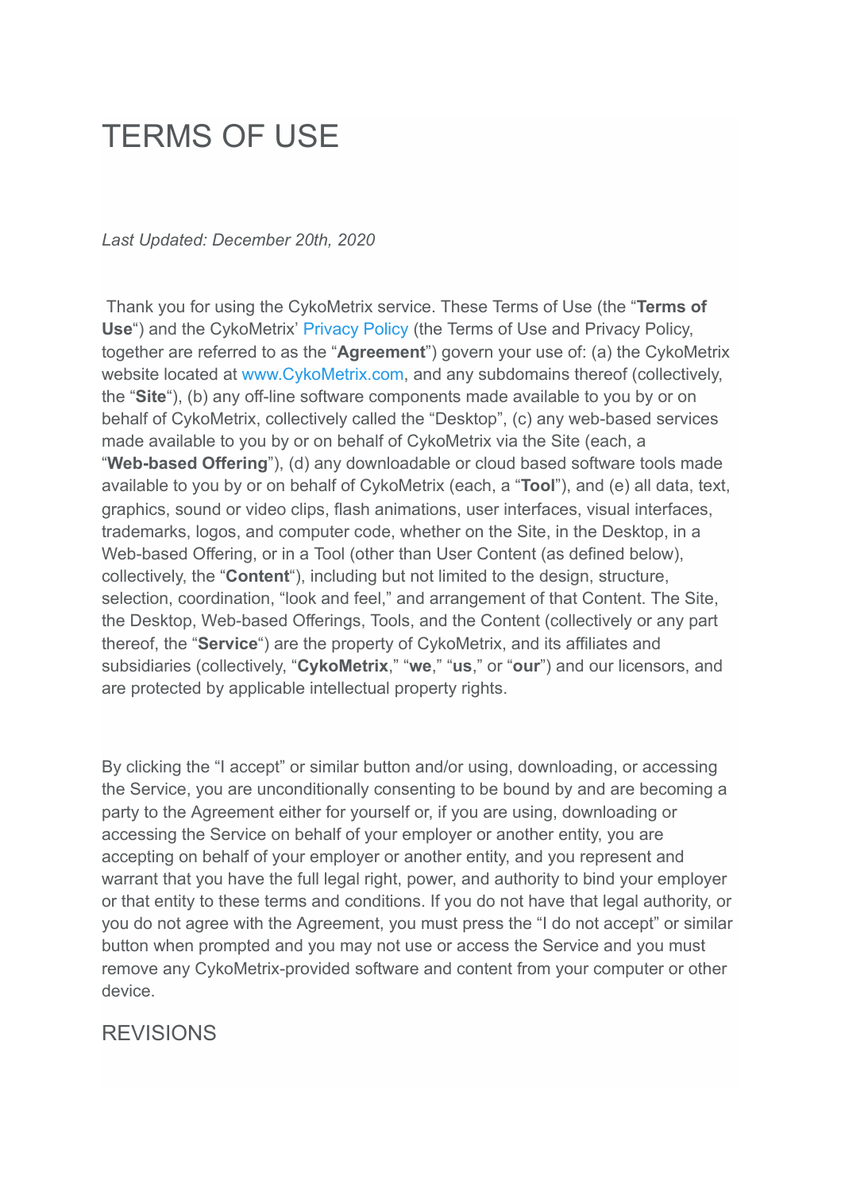# TERMS OF USE

*Last Updated: December 20th, 2020*

Thank you for using the CykoMetrix service. These Terms of Use (the "**Terms of Use**") and the CykoMetrix' Privacy Policy (the Terms of Use and Privacy Policy, together are referred to as the "**Agreement**") govern your use of: (a) the CykoMetrix website located at www.CykoMetrix.com, and any subdomains thereof (collectively, the "**Site**"), (b) any off-line software components made available to you by or on behalf of CykoMetrix, collectively called the "Desktop", (c) any web-based services made available to you by or on behalf of CykoMetrix via the Site (each, a "**Web-based Offering**"), (d) any downloadable or cloud based software tools made available to you by or on behalf of CykoMetrix (each, a "**Tool**"), and (e) all data, text, graphics, sound or video clips, flash animations, user interfaces, visual interfaces, trademarks, logos, and computer code, whether on the Site, in the Desktop, in a Web-based Offering, or in a Tool (other than User Content (as defined below), collectively, the "**Content**"), including but not limited to the design, structure, selection, coordination, "look and feel," and arrangement of that Content. The Site, the Desktop, Web-based Offerings, Tools, and the Content (collectively or any part thereof, the "**Service**") are the property of CykoMetrix, and its affiliates and subsidiaries (collectively, "**CykoMetrix**," "**we**," "**us**," or "**our**") and our licensors, and are protected by applicable intellectual property rights.

By clicking the "I accept" or similar button and/or using, downloading, or accessing the Service, you are unconditionally consenting to be bound by and are becoming a party to the Agreement either for yourself or, if you are using, downloading or accessing the Service on behalf of your employer or another entity, you are accepting on behalf of your employer or another entity, and you represent and warrant that you have the full legal right, power, and authority to bind your employer or that entity to these terms and conditions. If you do not have that legal authority, or you do not agree with the Agreement, you must press the "I do not accept" or similar button when prompted and you may not use or access the Service and you must remove any CykoMetrix-provided software and content from your computer or other device.

## REVISIONS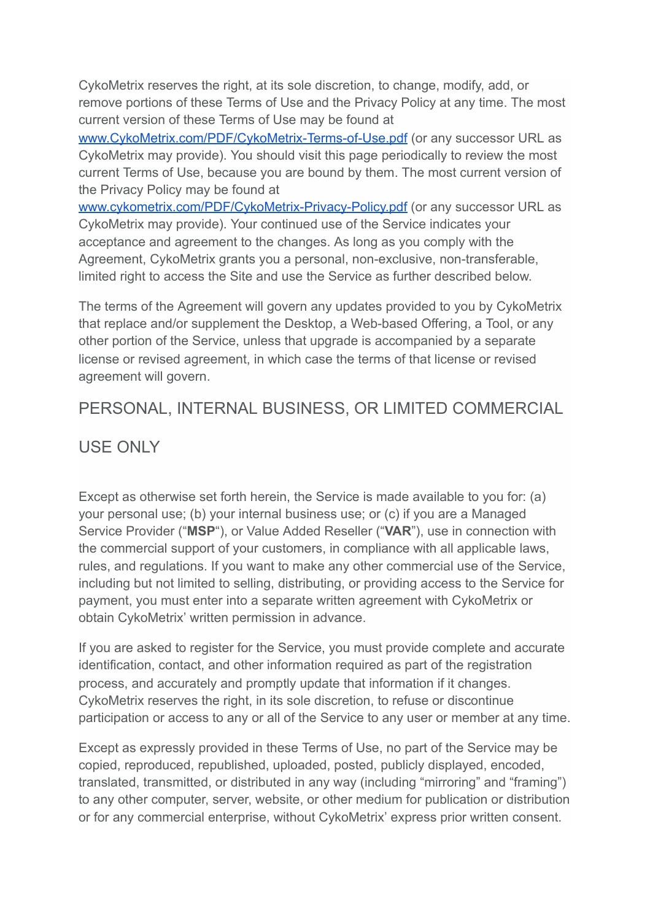CykoMetrix reserves the right, at its sole discretion, to change, modify, add, or remove portions of these Terms of Use and the Privacy Policy at any time. The most current version of these Terms of Use may be found at [www.CykoMetrix.com/PDF/CykoMetrix-Terms-of-Use.pdf](www.CykoMetrix.com/PDF/CykoMetrix-Terms-of-Use.pdf) (or any successor URL as CykoMetrix may provide). You should visit this page periodically to review the most current Terms of Use, because you are bound by them. The most current version of the Privacy Policy may be found at [www.cykometrix.com/PDF/CykoMetrix-Privacy-Policy.pdf](www.cykometrix.com/PDF/CykoMetrix-Privacy-Policy.pdf) (or any successor URL as CykoMetrix may provide). Your continued use of the Service indicates your acceptance and agreement to the changes. As long as you comply with the Agreement, CykoMetrix grants you a personal, non-exclusive, non-transferable, limited right to access the Site and use the Service as further described below.

The terms of the Agreement will govern any updates provided to you by CykoMetrix that replace and/or supplement the Desktop, a Web-based Offering, a Tool, or any other portion of the Service, unless that upgrade is accompanied by a separate license or revised agreement, in which case the terms of that license or revised agreement will govern.

## PERSONAL, INTERNAL BUSINESS, OR LIMITED COMMERCIAL USE ONLY

Except as otherwise set forth herein, the Service is made available to you for: (a) your personal use; (b) your internal business use; or (c) if you are a Managed Service Provider ("**MSP**"), or Value Added Reseller ("**VAR**"), use in connection with the commercial support of your customers, in compliance with all applicable laws, rules, and regulations. If you want to make any other commercial use of the Service, including but not limited to selling, distributing, or providing access to the Service for payment, you must enter into a separate written agreement with CykoMetrix or obtain CykoMetrix' written permission in advance.

If you are asked to register for the Service, you must provide complete and accurate identification, contact, and other information required as part of the registration process, and accurately and promptly update that information if it changes. CykoMetrix reserves the right, in its sole discretion, to refuse or discontinue participation or access to any or all of the Service to any user or member at any time.

Except as expressly provided in these Terms of Use, no part of the Service may be copied, reproduced, republished, uploaded, posted, publicly displayed, encoded, translated, transmitted, or distributed in any way (including "mirroring" and "framing") to any other computer, server, website, or other medium for publication or distribution or for any commercial enterprise, without CykoMetrix' express prior written consent.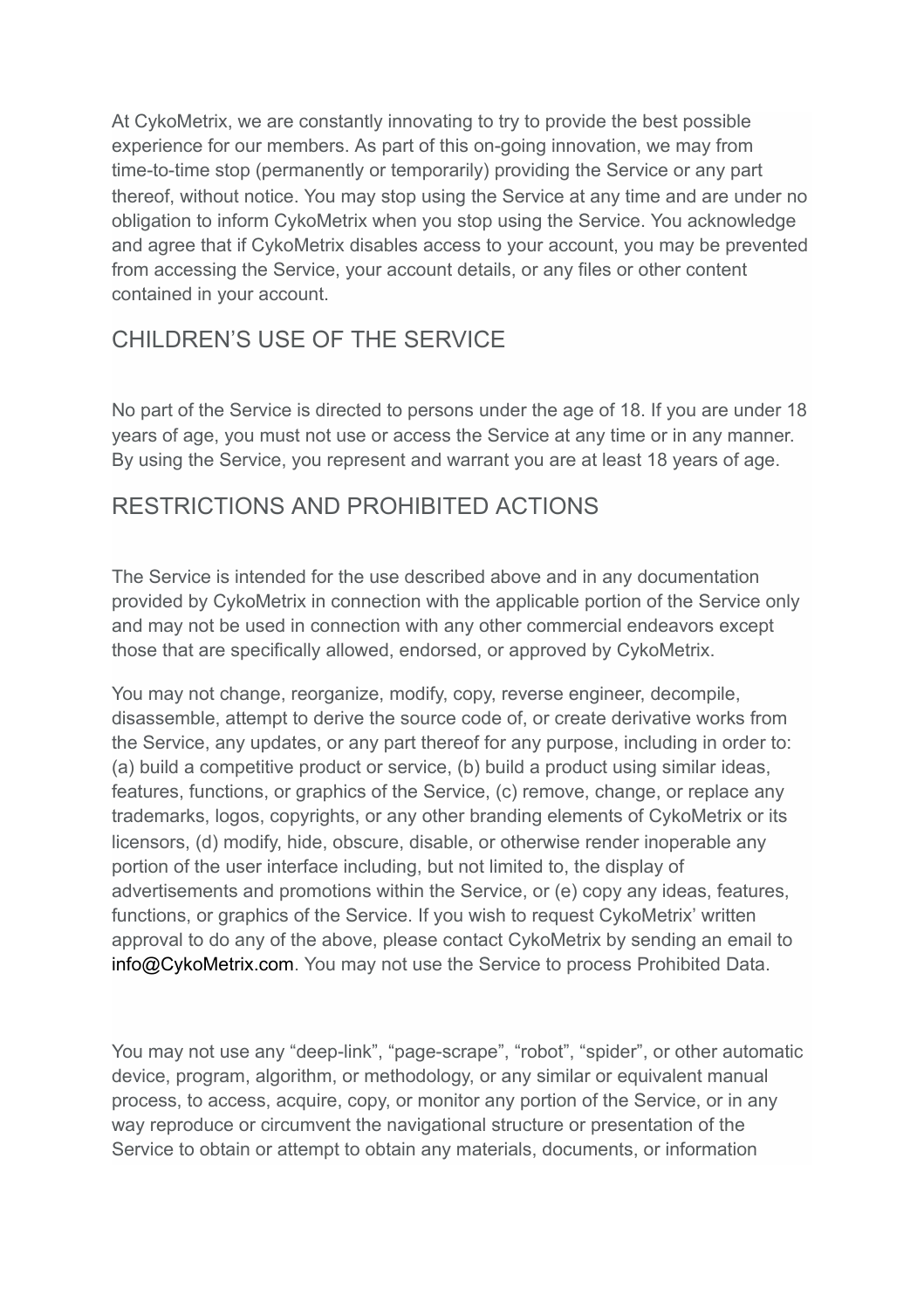At CykoMetrix, we are constantly innovating to try to provide the best possible experience for our members. As part of this on-going innovation, we may from time-to-time stop (permanently or temporarily) providing the Service or any part thereof, without notice. You may stop using the Service at any time and are under no obligation to inform CykoMetrix when you stop using the Service. You acknowledge and agree that if CykoMetrix disables access to your account, you may be prevented from accessing the Service, your account details, or any files or other content contained in your account.

## CHILDREN'S USE OF THE SERVICE

No part of the Service is directed to persons under the age of 18. If you are under 18 years of age, you must not use or access the Service at any time or in any manner. By using the Service, you represent and warrant you are at least 18 years of age.

## RESTRICTIONS AND PROHIBITED ACTIONS

The Service is intended for the use described above and in any documentation provided by CykoMetrix in connection with the applicable portion of the Service only and may not be used in connection with any other commercial endeavors except those that are specifically allowed, endorsed, or approved by CykoMetrix.

You may not change, reorganize, modify, copy, reverse engineer, decompile, disassemble, attempt to derive the source code of, or create derivative works from the Service, any updates, or any part thereof for any purpose, including in order to: (a) build a competitive product or service, (b) build a product using similar ideas, features, functions, or graphics of the Service, (c) remove, change, or replace any trademarks, logos, copyrights, or any other branding elements of CykoMetrix or its licensors, (d) modify, hide, obscure, disable, or otherwise render inoperable any portion of the user interface including, but not limited to, the display of advertisements and promotions within the Service, or (e) copy any ideas, features, functions, or graphics of the Service. If you wish to request CykoMetrix' written approval to do any of the above, please contact CykoMetrix by sending an email to info@CykoMetrix.com. You may not use the Service to process Prohibited Data.

You may not use any "deep-link", "page-scrape", "robot", "spider", or other automatic device, program, algorithm, or methodology, or any similar or equivalent manual process, to access, acquire, copy, or monitor any portion of the Service, or in any way reproduce or circumvent the navigational structure or presentation of the Service to obtain or attempt to obtain any materials, documents, or information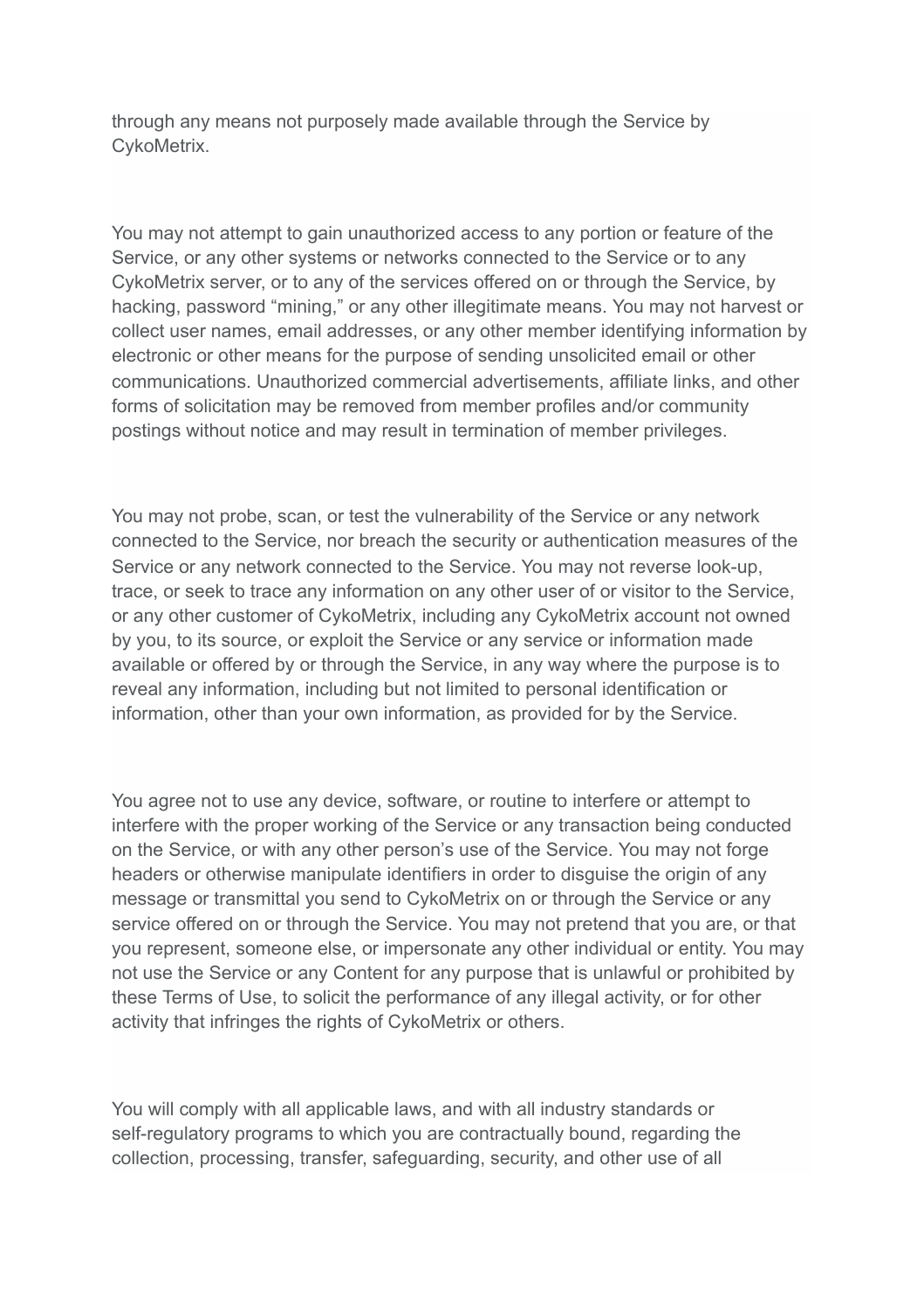through any means not purposely made available through the Service by CykoMetrix.

You may not attempt to gain unauthorized access to any portion or feature of the Service, or any other systems or networks connected to the Service or to any CykoMetrix server, or to any of the services offered on or through the Service, by hacking, password “mining,” or any other illegitimate means. You may not harvest or collect user names, email addresses, or any other member identifying information by electronic or other means for the purpose of sending unsolicited email or other communications. Unauthorized commercial advertisements, affiliate links, and other forms of solicitation may be removed from member profiles and/or community postings without notice and may result in termination of member privileges.

You may not probe, scan, or test the vulnerability of the Service or any network connected to the Service, nor breach the security or authentication measures of the Service or any network connected to the Service. You may not reverse look-up, trace, or seek to trace any information on any other user of or visitor to the Service, or any other customer of CykoMetrix, including any CykoMetrix account not owned by you, to its source, or exploit the Service or any service or information made available or offered by or through the Service, in any way where the purpose is to reveal any information, including but not limited to personal identification or information, other than your own information, as provided for by the Service.

You agree not to use any device, software, or routine to interfere or attempt to interfere with the proper working of the Service or any transaction being conducted on the Service, or with any other person’s use of the Service. You may not forge headers or otherwise manipulate identifiers in order to disguise the origin of any message or transmittal you send to CykoMetrix on or through the Service or any service offered on or through the Service. You may not pretend that you are, or that you represent, someone else, or impersonate any other individual or entity. You may not use the Service or any Content for any purpose that is unlawful or prohibited by these Terms of Use, to solicit the performance of any illegal activity, or for other activity that infringes the rights of CykoMetrix or others.

You will comply with all applicable laws, and with all industry standards or self-regulatory programs to which you are contractually bound, regarding the collection, processing, transfer, safeguarding, security, and other use of all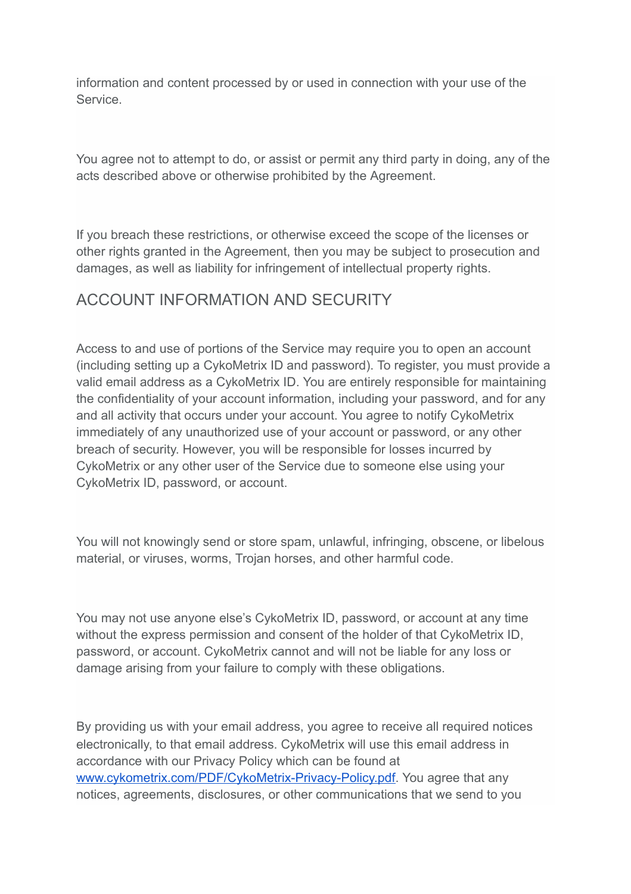information and content processed by or used in connection with your use of the Service.

You agree not to attempt to do, or assist or permit any third party in doing, any of the acts described above or otherwise prohibited by the Agreement.

If you breach these restrictions, or otherwise exceed the scope of the licenses or other rights granted in the Agreement, then you may be subject to prosecution and damages, as well as liability for infringement of intellectual property rights.

## ACCOUNT INFORMATION AND SECURITY

Access to and use of portions of the Service may require you to open an account (including setting up a CykoMetrix ID and password). To register, you must provide a valid email address as a CykoMetrix ID. You are entirely responsible for maintaining the confidentiality of your account information, including your password, and for any and all activity that occurs under your account. You agree to notify CykoMetrix immediately of any unauthorized use of your account or password, or any other breach of security. However, you will be responsible for losses incurred by CykoMetrix or any other user of the Service due to someone else using your CykoMetrix ID, password, or account.

You will not knowingly send or store spam, unlawful, infringing, obscene, or libelous material, or viruses, worms, Trojan horses, and other harmful code.

You may not use anyone else's CykoMetrix ID, password, or account at any time without the express permission and consent of the holder of that CykoMetrix ID, password, or account. CykoMetrix cannot and will not be liable for any loss or damage arising from your failure to comply with these obligations.

By providing us with your email address, you agree to receive all required notices electronically, to that email address. CykoMetrix will use this email address in accordance with our Privacy Policy which can be found at [www.cykometrix.com/PDF/CykoMetrix-Privacy-Policy.pdf](www.cykometrix.com/PDF/CykoMetrix-Privacy-Policy.pdf). You agree that any notices, agreements, disclosures, or other communications that we send to you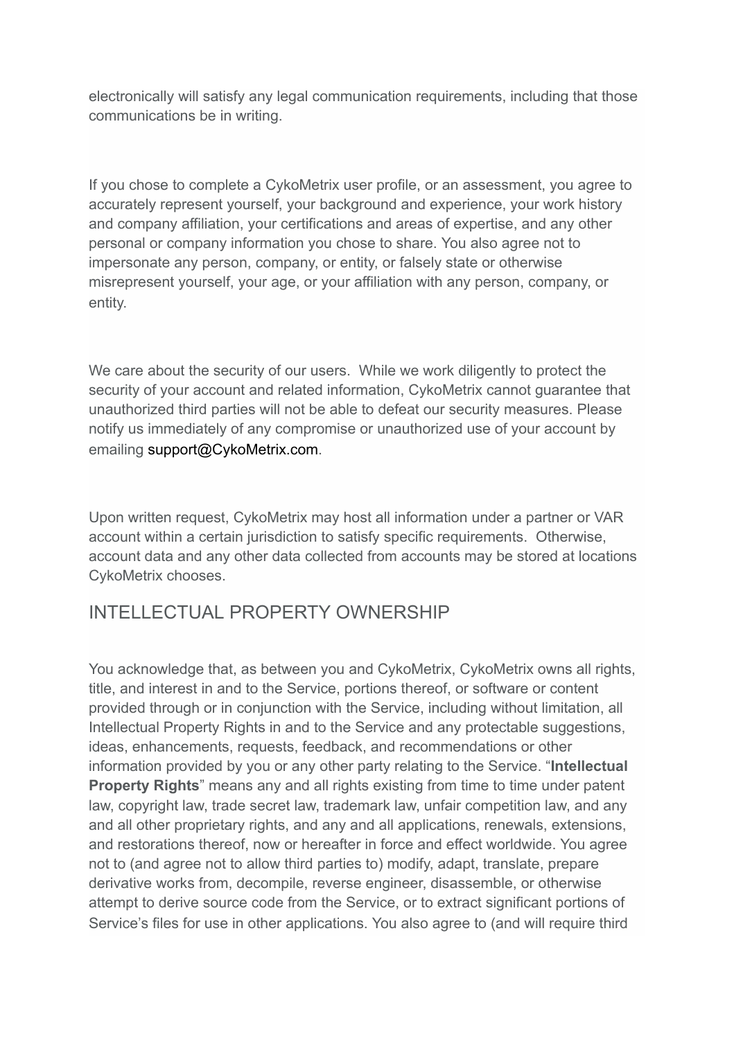electronically will satisfy any legal communication requirements, including that those communications be in writing.

If you chose to complete a CykoMetrix user profile, or an assessment, you agree to accurately represent yourself, your background and experience, your work history and company affiliation, your certifications and areas of expertise, and any other personal or company information you chose to share. You also agree not to impersonate any person, company, or entity, or falsely state or otherwise misrepresent yourself, your age, or your affiliation with any person, company, or entity.

We care about the security of our users. While we work diligently to protect the security of your account and related information, CykoMetrix cannot guarantee that unauthorized third parties will not be able to defeat our security measures. Please notify us immediately of any compromise or unauthorized use of your account by emailing support@CykoMetrix.com.

Upon written request, CykoMetrix may host all information under a partner or VAR account within a certain jurisdiction to satisfy specific requirements. Otherwise, account data and any other data collected from accounts may be stored at locations CykoMetrix chooses.

## INTELLECTUAL PROPERTY OWNERSHIP

You acknowledge that, as between you and CykoMetrix, CykoMetrix owns all rights, title, and interest in and to the Service, portions thereof, or software or content provided through or in conjunction with the Service, including without limitation, all Intellectual Property Rights in and to the Service and any protectable suggestions, ideas, enhancements, requests, feedback, and recommendations or other information provided by you or any other party relating to the Service. "**Intellectual Property Rights**" means any and all rights existing from time to time under patent law, copyright law, trade secret law, trademark law, unfair competition law, and any and all other proprietary rights, and any and all applications, renewals, extensions, and restorations thereof, now or hereafter in force and effect worldwide. You agree not to (and agree not to allow third parties to) modify, adapt, translate, prepare derivative works from, decompile, reverse engineer, disassemble, or otherwise attempt to derive source code from the Service, or to extract significant portions of Service's files for use in other applications. You also agree to (and will require third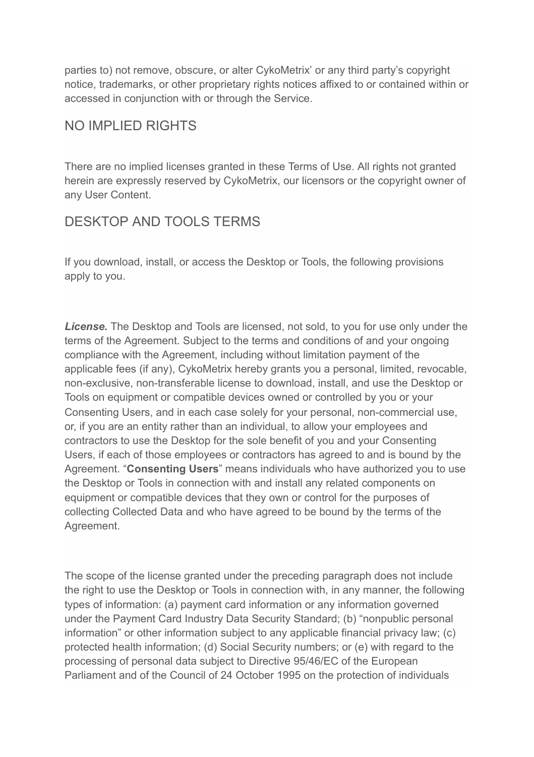parties to) not remove, obscure, or alter CykoMetrix' or any third party's copyright notice, trademarks, or other proprietary rights notices affixed to or contained within or accessed in conjunction with or through the Service.

## NO IMPLIED RIGHTS

There are no implied licenses granted in these Terms of Use. All rights not granted herein are expressly reserved by CykoMetrix, our licensors or the copyright owner of any User Content.

## DESKTOP AND TOOLS TERMS

If you download, install, or access the Desktop or Tools, the following provisions apply to you.

***License.*** The Desktop and Tools are licensed, not sold, to you for use only under the terms of the Agreement. Subject to the terms and conditions of and your ongoing compliance with the Agreement, including without limitation payment of the applicable fees (if any), CykoMetrix hereby grants you a personal, limited, revocable, non-exclusive, non-transferable license to download, install, and use the Desktop or Tools on equipment or compatible devices owned or controlled by you or your Consenting Users, and in each case solely for your personal, non-commercial use, or, if you are an entity rather than an individual, to allow your employees and contractors to use the Desktop for the sole benefit of you and your Consenting Users, if each of those employees or contractors has agreed to and is bound by the Agreement. "**Consenting Users**" means individuals who have authorized you to use the Desktop or Tools in connection with and install any related components on equipment or compatible devices that they own or control for the purposes of collecting Collected Data and who have agreed to be bound by the terms of the Agreement.

The scope of the license granted under the preceding paragraph does not include the right to use the Desktop or Tools in connection with, in any manner, the following types of information: (a) payment card information or any information governed under the Payment Card Industry Data Security Standard; (b) "nonpublic personal information" or other information subject to any applicable financial privacy law; (c) protected health information; (d) Social Security numbers; or (e) with regard to the processing of personal data subject to Directive 95/46/EC of the European Parliament and of the Council of 24 October 1995 on the protection of individuals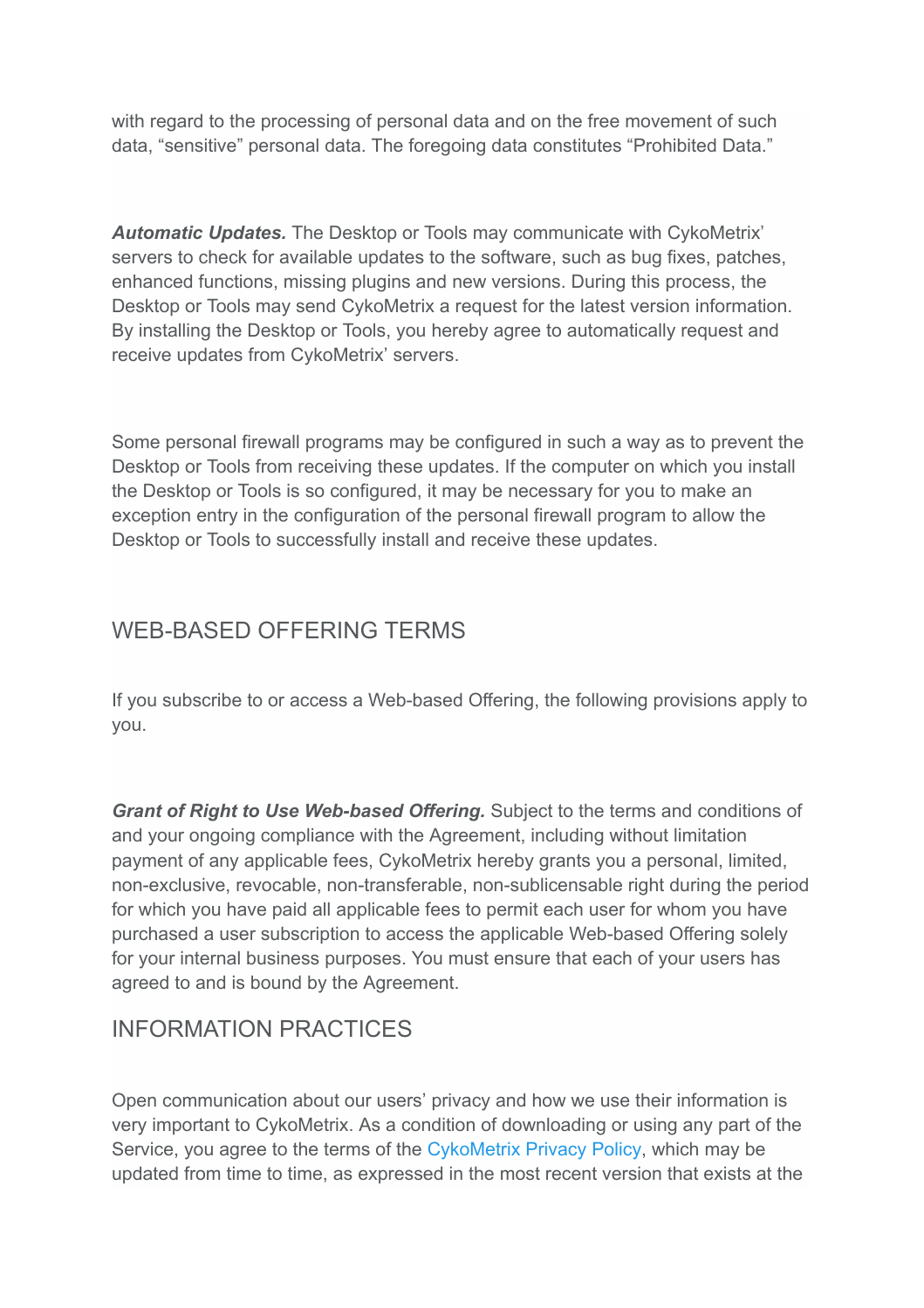with regard to the processing of personal data and on the free movement of such data, "sensitive" personal data. The foregoing data constitutes "Prohibited Data."

***Automatic Updates.*** The Desktop or Tools may communicate with CykoMetrix' servers to check for available updates to the software, such as bug fixes, patches, enhanced functions, missing plugins and new versions. During this process, the Desktop or Tools may send CykoMetrix a request for the latest version information. By installing the Desktop or Tools, you hereby agree to automatically request and receive updates from CykoMetrix' servers.

Some personal firewall programs may be configured in such a way as to prevent the Desktop or Tools from receiving these updates. If the computer on which you install the Desktop or Tools is so configured, it may be necessary for you to make an exception entry in the configuration of the personal firewall program to allow the Desktop or Tools to successfully install and receive these updates.

## WEB-BASED OFFERING TERMS

If you subscribe to or access a Web-based Offering, the following provisions apply to you.

***Grant of Right to Use Web-based Offering.*** Subject to the terms and conditions of and your ongoing compliance with the Agreement, including without limitation payment of any applicable fees, CykoMetrix hereby grants you a personal, limited, non-exclusive, revocable, non-transferable, non-sublicensable right during the period for which you have paid all applicable fees to permit each user for whom you have purchased a user subscription to access the applicable Web-based Offering solely for your internal business purposes. You must ensure that each of your users has agreed to and is bound by the Agreement.

## INFORMATION PRACTICES

Open communication about our users' privacy and how we use their information is very important to CykoMetrix. As a condition of downloading or using any part of the Service, you agree to the terms of the CykoMetrix Privacy Policy, which may be updated from time to time, as expressed in the most recent version that exists at the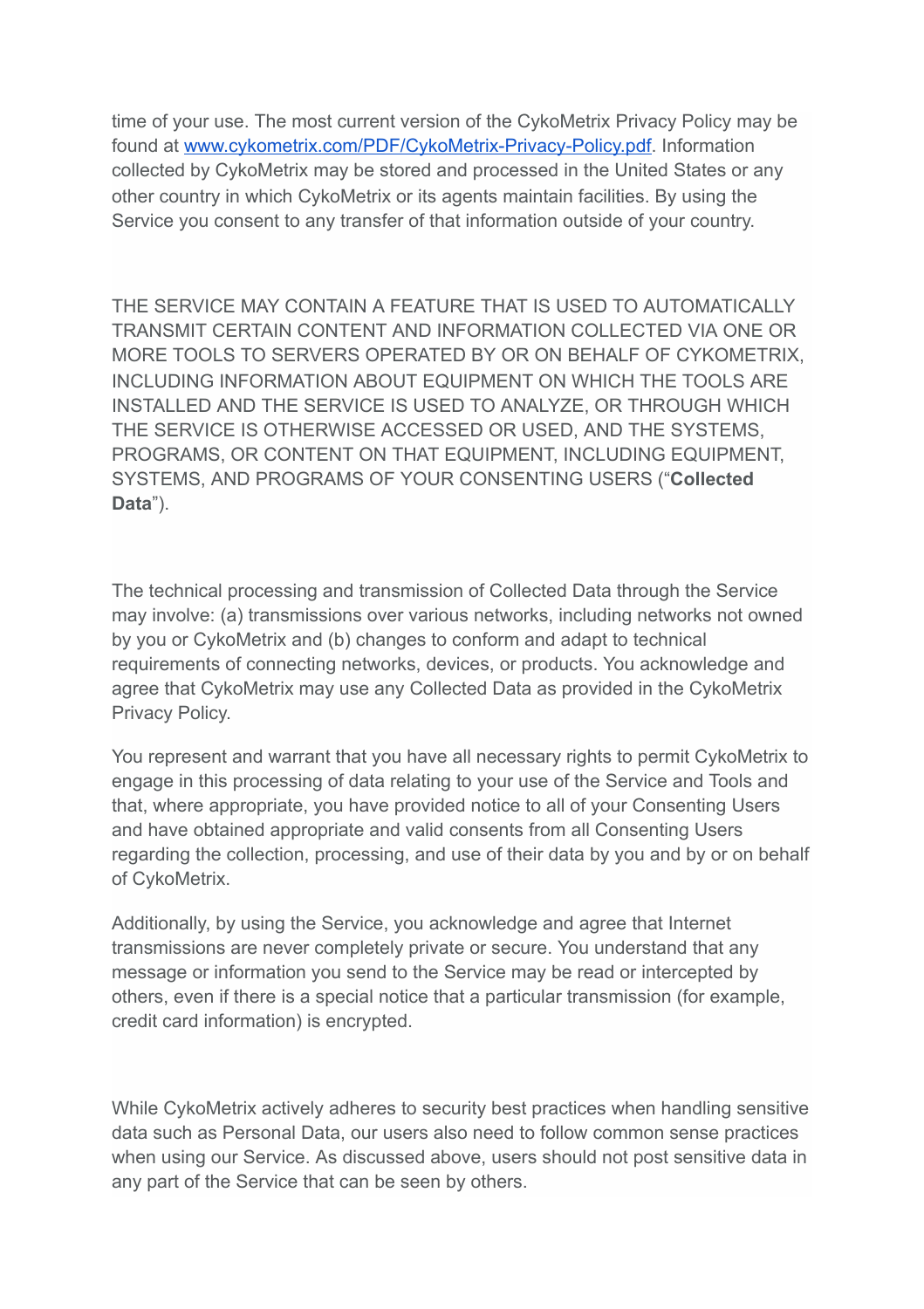time of your use. The most current version of the CykoMetrix Privacy Policy may be found at [www.cykometrix.com/PDF/CykoMetrix-Privacy-Policy.pdf](www.cykometrix.com/PDF/CykoMetrix-Privacy-Policy.pdf). Information collected by CykoMetrix may be stored and processed in the United States or any other country in which CykoMetrix or its agents maintain facilities. By using the Service you consent to any transfer of that information outside of your country.

THE SERVICE MAY CONTAIN A FEATURE THAT IS USED TO AUTOMATICALLY TRANSMIT CERTAIN CONTENT AND INFORMATION COLLECTED VIA ONE OR MORE TOOLS TO SERVERS OPERATED BY OR ON BEHALF OF CYKOMETRIX, INCLUDING INFORMATION ABOUT EQUIPMENT ON WHICH THE TOOLS ARE INSTALLED AND THE SERVICE IS USED TO ANALYZE, OR THROUGH WHICH THE SERVICE IS OTHERWISE ACCESSED OR USED, AND THE SYSTEMS, PROGRAMS, OR CONTENT ON THAT EQUIPMENT, INCLUDING EQUIPMENT, SYSTEMS, AND PROGRAMS OF YOUR CONSENTING USERS ("**Collected Data**").

The technical processing and transmission of Collected Data through the Service may involve: (a) transmissions over various networks, including networks not owned by you or CykoMetrix and (b) changes to conform and adapt to technical requirements of connecting networks, devices, or products. You acknowledge and agree that CykoMetrix may use any Collected Data as provided in the CykoMetrix Privacy Policy.

You represent and warrant that you have all necessary rights to permit CykoMetrix to engage in this processing of data relating to your use of the Service and Tools and that, where appropriate, you have provided notice to all of your Consenting Users and have obtained appropriate and valid consents from all Consenting Users regarding the collection, processing, and use of their data by you and by or on behalf of CykoMetrix.

Additionally, by using the Service, you acknowledge and agree that Internet transmissions are never completely private or secure. You understand that any message or information you send to the Service may be read or intercepted by others, even if there is a special notice that a particular transmission (for example, credit card information) is encrypted.

While CykoMetrix actively adheres to security best practices when handling sensitive data such as Personal Data, our users also need to follow common sense practices when using our Service. As discussed above, users should not post sensitive data in any part of the Service that can be seen by others.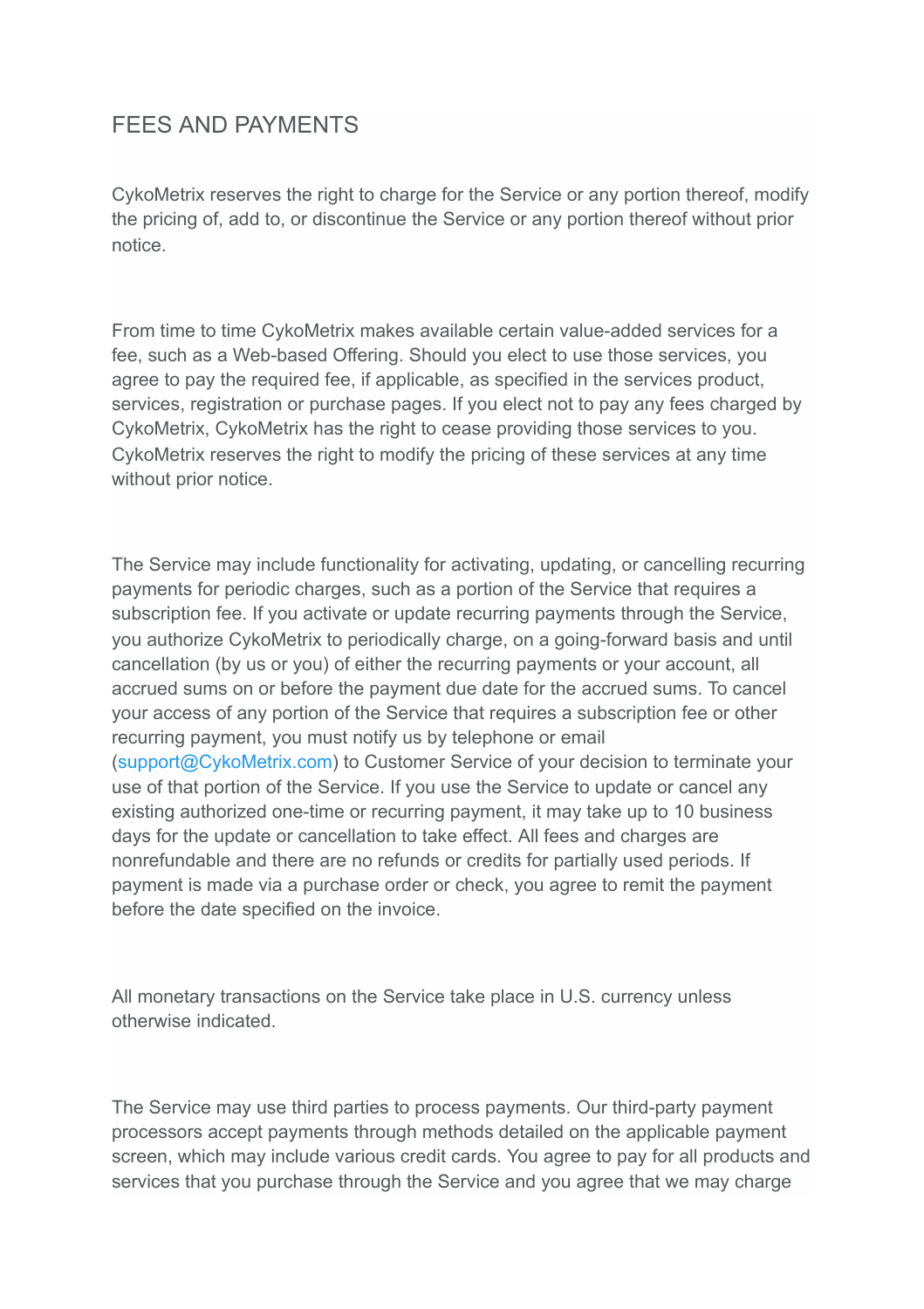## FEES AND PAYMENTS

CykoMetrix reserves the right to charge for the Service or any portion thereof, modify the pricing of, add to, or discontinue the Service or any portion thereof without prior notice.

From time to time CykoMetrix makes available certain value-added services for a fee, such as a Web-based Offering. Should you elect to use those services, you agree to pay the required fee, if applicable, as specified in the services product, services, registration or purchase pages. If you elect not to pay any fees charged by CykoMetrix, CykoMetrix has the right to cease providing those services to you. CykoMetrix reserves the right to modify the pricing of these services at any time without prior notice.

The Service may include functionality for activating, updating, or cancelling recurring payments for periodic charges, such as a portion of the Service that requires a subscription fee. If you activate or update recurring payments through the Service, you authorize CykoMetrix to periodically charge, on a going-forward basis and until cancellation (by us or you) of either the recurring payments or your account, all accrued sums on or before the payment due date for the accrued sums. To cancel your access of any portion of the Service that requires a subscription fee or other recurring payment, you must notify us by telephone or email (support@CykoMetrix.com) to Customer Service of your decision to terminate your use of that portion of the Service. If you use the Service to update or cancel any existing authorized one-time or recurring payment, it may take up to 10 business days for the update or cancellation to take effect. All fees and charges are nonrefundable and there are no refunds or credits for partially used periods. If payment is made via a purchase order or check, you agree to remit the payment before the date specified on the invoice.

All monetary transactions on the Service take place in U.S. currency unless otherwise indicated.

The Service may use third parties to process payments. Our third-party payment processors accept payments through methods detailed on the applicable payment screen, which may include various credit cards. You agree to pay for all products and services that you purchase through the Service and you agree that we may charge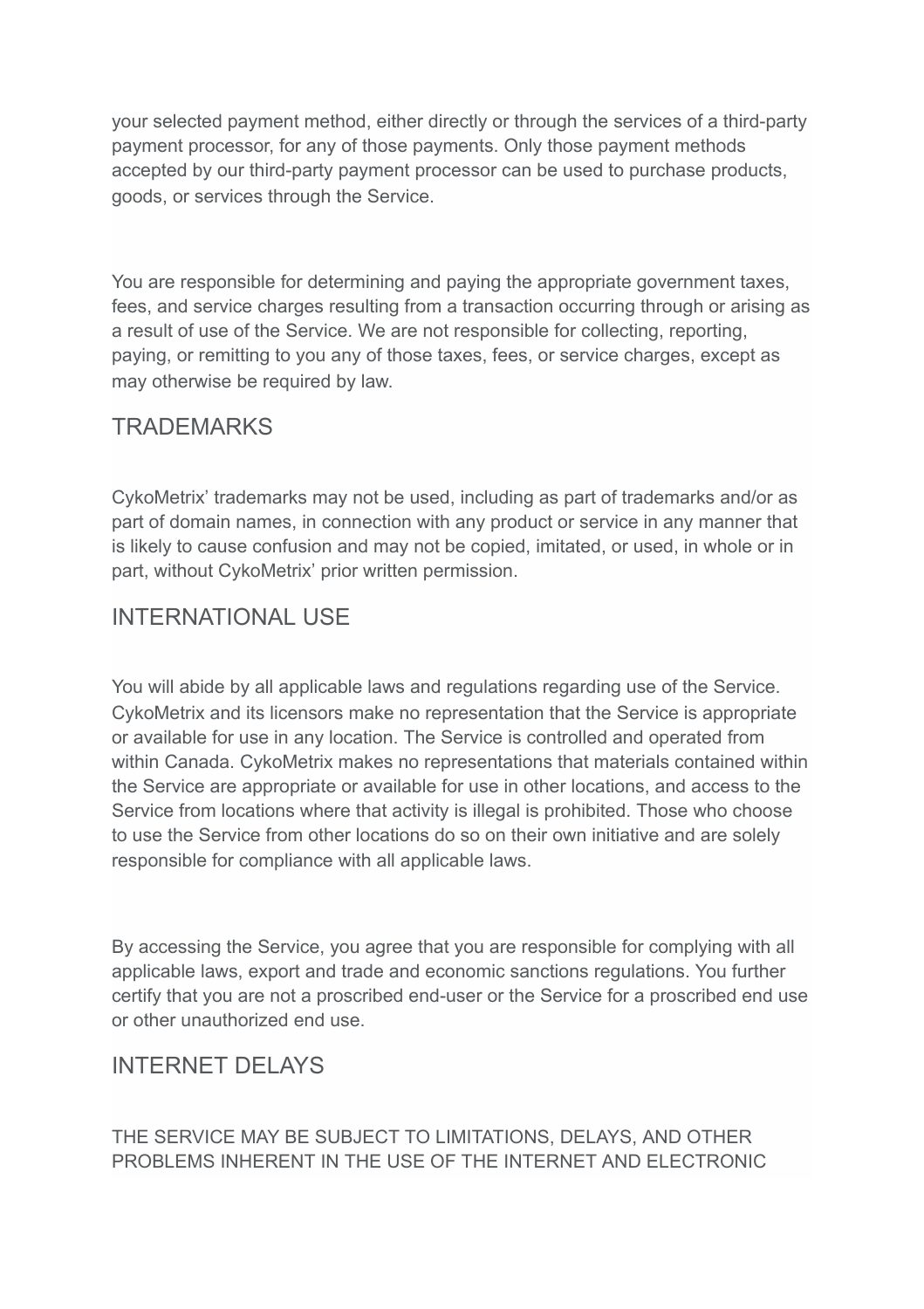your selected payment method, either directly or through the services of a third-party payment processor, for any of those payments. Only those payment methods accepted by our third-party payment processor can be used to purchase products, goods, or services through the Service.

You are responsible for determining and paying the appropriate government taxes, fees, and service charges resulting from a transaction occurring through or arising as a result of use of the Service. We are not responsible for collecting, reporting, paying, or remitting to you any of those taxes, fees, or service charges, except as may otherwise be required by law.

## TRADEMARKS

CykoMetrix' trademarks may not be used, including as part of trademarks and/or as part of domain names, in connection with any product or service in any manner that is likely to cause confusion and may not be copied, imitated, or used, in whole or in part, without CykoMetrix' prior written permission.

## INTERNATIONAL USE

You will abide by all applicable laws and regulations regarding use of the Service. CykoMetrix and its licensors make no representation that the Service is appropriate or available for use in any location. The Service is controlled and operated from within Canada. CykoMetrix makes no representations that materials contained within the Service are appropriate or available for use in other locations, and access to the Service from locations where that activity is illegal is prohibited. Those who choose to use the Service from other locations do so on their own initiative and are solely responsible for compliance with all applicable laws.

By accessing the Service, you agree that you are responsible for complying with all applicable laws, export and trade and economic sanctions regulations. You further certify that you are not a proscribed end-user or the Service for a proscribed end use or other unauthorized end use.

## INTERNET DELAYS

THE SERVICE MAY BE SUBJECT TO LIMITATIONS, DELAYS, AND OTHER PROBLEMS INHERENT IN THE USE OF THE INTERNET AND ELECTRONIC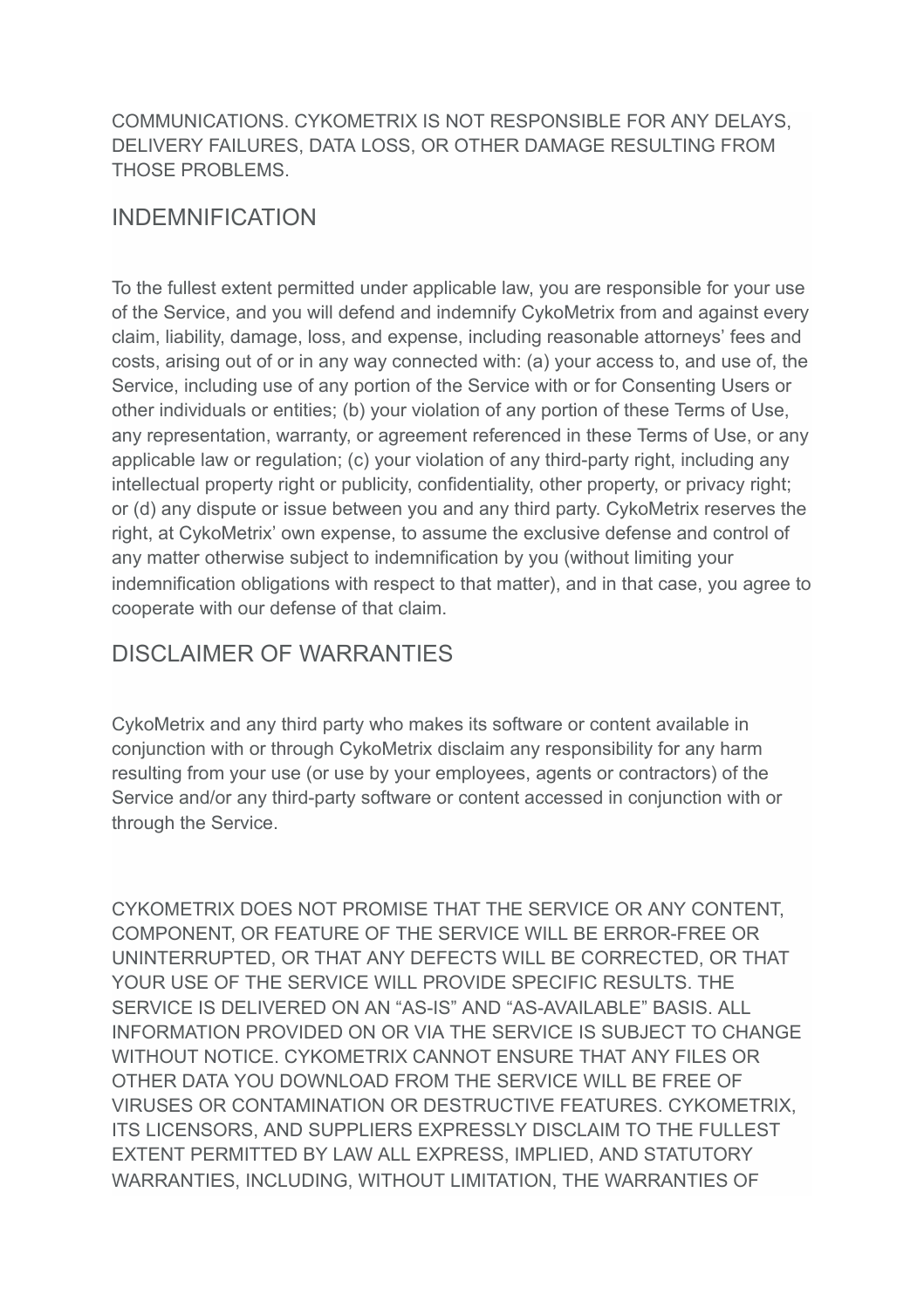COMMUNICATIONS. CYKOMETRIX IS NOT RESPONSIBLE FOR ANY DELAYS, DELIVERY FAILURES, DATA LOSS, OR OTHER DAMAGE RESULTING FROM THOSE PROBLEMS.

## INDEMNIFICATION

To the fullest extent permitted under applicable law, you are responsible for your use of the Service, and you will defend and indemnify CykoMetrix from and against every claim, liability, damage, loss, and expense, including reasonable attorneys' fees and costs, arising out of or in any way connected with: (a) your access to, and use of, the Service, including use of any portion of the Service with or for Consenting Users or other individuals or entities; (b) your violation of any portion of these Terms of Use, any representation, warranty, or agreement referenced in these Terms of Use, or any applicable law or regulation; (c) your violation of any third-party right, including any intellectual property right or publicity, confidentiality, other property, or privacy right; or (d) any dispute or issue between you and any third party. CykoMetrix reserves the right, at CykoMetrix' own expense, to assume the exclusive defense and control of any matter otherwise subject to indemnification by you (without limiting your indemnification obligations with respect to that matter), and in that case, you agree to cooperate with our defense of that claim.

## DISCLAIMER OF WARRANTIES

CykoMetrix and any third party who makes its software or content available in conjunction with or through CykoMetrix disclaim any responsibility for any harm resulting from your use (or use by your employees, agents or contractors) of the Service and/or any third-party software or content accessed in conjunction with or through the Service.

CYKOMETRIX DOES NOT PROMISE THAT THE SERVICE OR ANY CONTENT, COMPONENT, OR FEATURE OF THE SERVICE WILL BE ERROR-FREE OR UNINTERRUPTED, OR THAT ANY DEFECTS WILL BE CORRECTED, OR THAT YOUR USE OF THE SERVICE WILL PROVIDE SPECIFIC RESULTS. THE SERVICE IS DELIVERED ON AN "AS-IS" AND "AS-AVAILABLE" BASIS. ALL INFORMATION PROVIDED ON OR VIA THE SERVICE IS SUBJECT TO CHANGE WITHOUT NOTICE. CYKOMETRIX CANNOT ENSURE THAT ANY FILES OR OTHER DATA YOU DOWNLOAD FROM THE SERVICE WILL BE FREE OF VIRUSES OR CONTAMINATION OR DESTRUCTIVE FEATURES. CYKOMETRIX, ITS LICENSORS, AND SUPPLIERS EXPRESSLY DISCLAIM TO THE FULLEST EXTENT PERMITTED BY LAW ALL EXPRESS, IMPLIED, AND STATUTORY WARRANTIES, INCLUDING, WITHOUT LIMITATION, THE WARRANTIES OF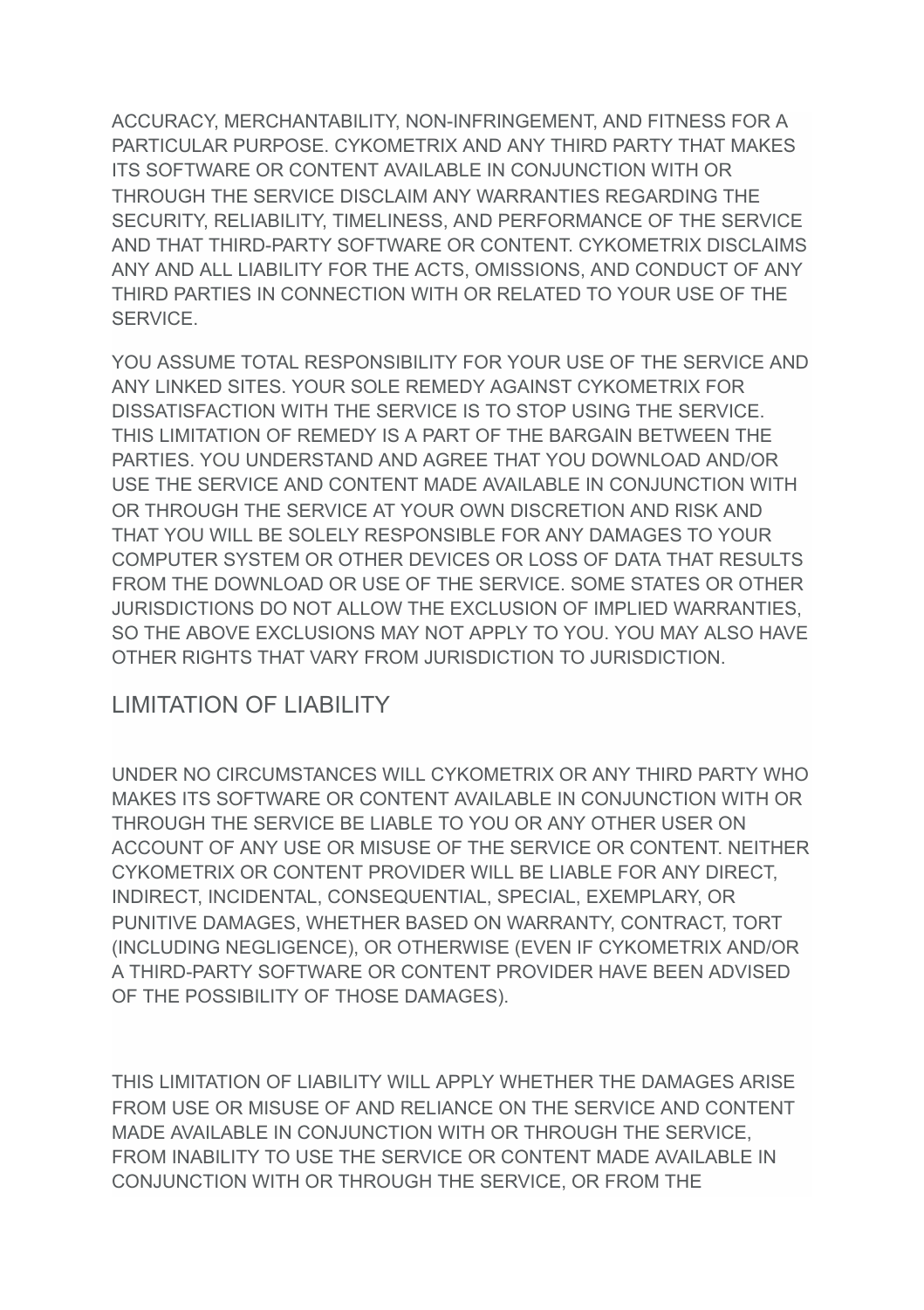ACCURACY, MERCHANTABILITY, NON-INFRINGEMENT, AND FITNESS FOR A PARTICULAR PURPOSE. CYKOMETRIX AND ANY THIRD PARTY THAT MAKES ITS SOFTWARE OR CONTENT AVAILABLE IN CONJUNCTION WITH OR THROUGH THE SERVICE DISCLAIM ANY WARRANTIES REGARDING THE SECURITY, RELIABILITY, TIMELINESS, AND PERFORMANCE OF THE SERVICE AND THAT THIRD-PARTY SOFTWARE OR CONTENT. CYKOMETRIX DISCLAIMS ANY AND ALL LIABILITY FOR THE ACTS, OMISSIONS, AND CONDUCT OF ANY THIRD PARTIES IN CONNECTION WITH OR RELATED TO YOUR USE OF THE SERVICE.

YOU ASSUME TOTAL RESPONSIBILITY FOR YOUR USE OF THE SERVICE AND ANY LINKED SITES. YOUR SOLE REMEDY AGAINST CYKOMETRIX FOR DISSATISFACTION WITH THE SERVICE IS TO STOP USING THE SERVICE. THIS LIMITATION OF REMEDY IS A PART OF THE BARGAIN BETWEEN THE PARTIES. YOU UNDERSTAND AND AGREE THAT YOU DOWNLOAD AND/OR USE THE SERVICE AND CONTENT MADE AVAILABLE IN CONJUNCTION WITH OR THROUGH THE SERVICE AT YOUR OWN DISCRETION AND RISK AND THAT YOU WILL BE SOLELY RESPONSIBLE FOR ANY DAMAGES TO YOUR COMPUTER SYSTEM OR OTHER DEVICES OR LOSS OF DATA THAT RESULTS FROM THE DOWNLOAD OR USE OF THE SERVICE. SOME STATES OR OTHER JURISDICTIONS DO NOT ALLOW THE EXCLUSION OF IMPLIED WARRANTIES, SO THE ABOVE EXCLUSIONS MAY NOT APPLY TO YOU. YOU MAY ALSO HAVE OTHER RIGHTS THAT VARY FROM JURISDICTION TO JURISDICTION.

## LIMITATION OF LIABILITY

UNDER NO CIRCUMSTANCES WILL CYKOMETRIX OR ANY THIRD PARTY WHO MAKES ITS SOFTWARE OR CONTENT AVAILABLE IN CONJUNCTION WITH OR THROUGH THE SERVICE BE LIABLE TO YOU OR ANY OTHER USER ON ACCOUNT OF ANY USE OR MISUSE OF THE SERVICE OR CONTENT. NEITHER CYKOMETRIX OR CONTENT PROVIDER WILL BE LIABLE FOR ANY DIRECT, INDIRECT, INCIDENTAL, CONSEQUENTIAL, SPECIAL, EXEMPLARY, OR PUNITIVE DAMAGES, WHETHER BASED ON WARRANTY, CONTRACT, TORT (INCLUDING NEGLIGENCE), OR OTHERWISE (EVEN IF CYKOMETRIX AND/OR A THIRD-PARTY SOFTWARE OR CONTENT PROVIDER HAVE BEEN ADVISED OF THE POSSIBILITY OF THOSE DAMAGES).

THIS LIMITATION OF LIABILITY WILL APPLY WHETHER THE DAMAGES ARISE FROM USE OR MISUSE OF AND RELIANCE ON THE SERVICE AND CONTENT MADE AVAILABLE IN CONJUNCTION WITH OR THROUGH THE SERVICE, FROM INABILITY TO USE THE SERVICE OR CONTENT MADE AVAILABLE IN CONJUNCTION WITH OR THROUGH THE SERVICE, OR FROM THE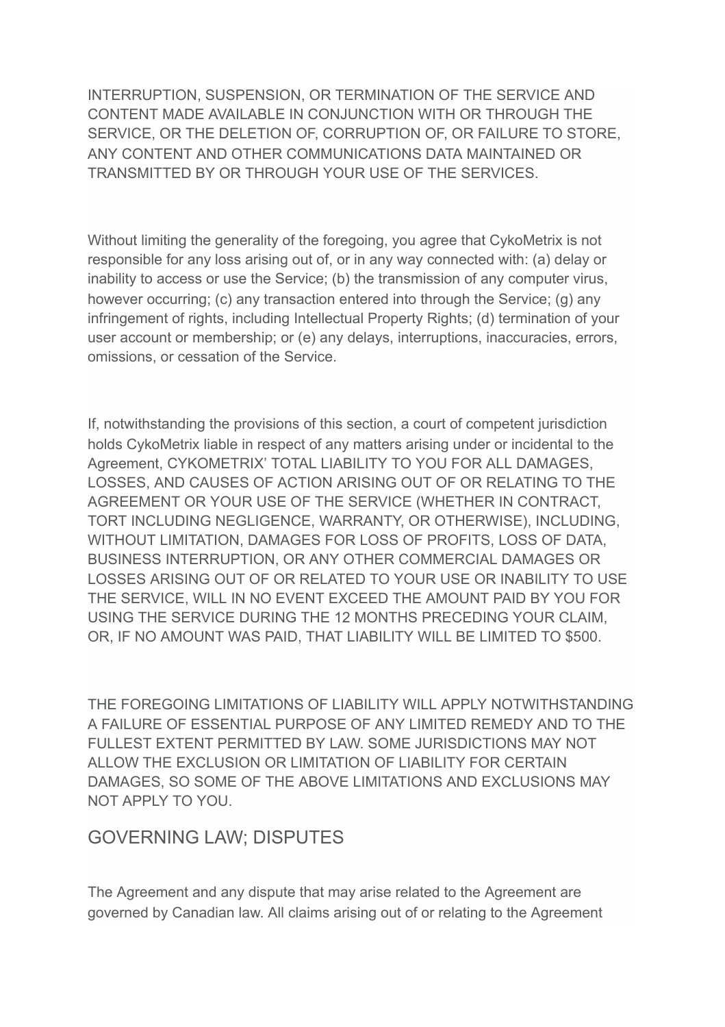INTERRUPTION, SUSPENSION, OR TERMINATION OF THE SERVICE AND CONTENT MADE AVAILABLE IN CONJUNCTION WITH OR THROUGH THE SERVICE, OR THE DELETION OF, CORRUPTION OF, OR FAILURE TO STORE, ANY CONTENT AND OTHER COMMUNICATIONS DATA MAINTAINED OR TRANSMITTED BY OR THROUGH YOUR USE OF THE SERVICES.

Without limiting the generality of the foregoing, you agree that CykoMetrix is not responsible for any loss arising out of, or in any way connected with: (a) delay or inability to access or use the Service; (b) the transmission of any computer virus, however occurring; (c) any transaction entered into through the Service; (g) any infringement of rights, including Intellectual Property Rights; (d) termination of your user account or membership; or (e) any delays, interruptions, inaccuracies, errors, omissions, or cessation of the Service.

If, notwithstanding the provisions of this section, a court of competent jurisdiction holds CykoMetrix liable in respect of any matters arising under or incidental to the Agreement, CYKOMETRIX' TOTAL LIABILITY TO YOU FOR ALL DAMAGES, LOSSES, AND CAUSES OF ACTION ARISING OUT OF OR RELATING TO THE AGREEMENT OR YOUR USE OF THE SERVICE (WHETHER IN CONTRACT, TORT INCLUDING NEGLIGENCE, WARRANTY, OR OTHERWISE), INCLUDING, WITHOUT LIMITATION, DAMAGES FOR LOSS OF PROFITS, LOSS OF DATA, BUSINESS INTERRUPTION, OR ANY OTHER COMMERCIAL DAMAGES OR LOSSES ARISING OUT OF OR RELATED TO YOUR USE OR INABILITY TO USE THE SERVICE, WILL IN NO EVENT EXCEED THE AMOUNT PAID BY YOU FOR USING THE SERVICE DURING THE 12 MONTHS PRECEDING YOUR CLAIM, OR, IF NO AMOUNT WAS PAID, THAT LIABILITY WILL BE LIMITED TO $500.

THE FOREGOING LIMITATIONS OF LIABILITY WILL APPLY NOTWITHSTANDING A FAILURE OF ESSENTIAL PURPOSE OF ANY LIMITED REMEDY AND TO THE FULLEST EXTENT PERMITTED BY LAW. SOME JURISDICTIONS MAY NOT ALLOW THE EXCLUSION OR LIMITATION OF LIABILITY FOR CERTAIN DAMAGES, SO SOME OF THE ABOVE LIMITATIONS AND EXCLUSIONS MAY NOT APPLY TO YOU.

## GOVERNING LAW; DISPUTES

The Agreement and any dispute that may arise related to the Agreement are governed by Canadian law. All claims arising out of or relating to the Agreement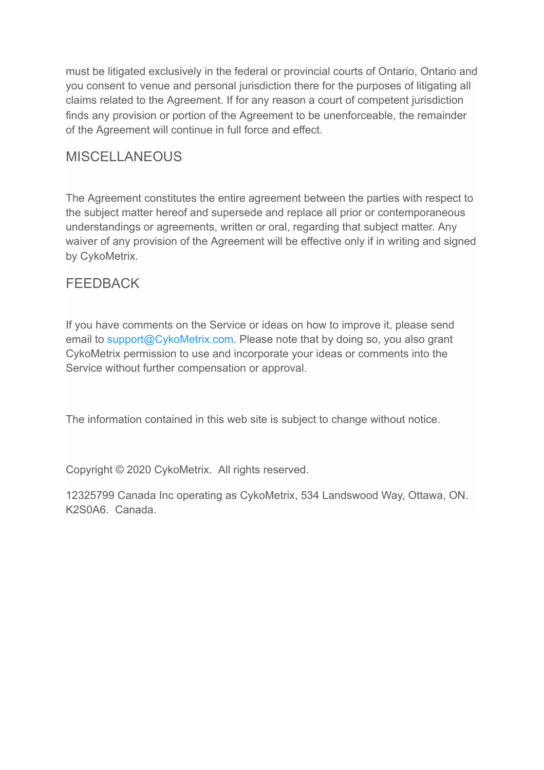must be litigated exclusively in the federal or provincial courts of Ontario, Ontario and you consent to venue and personal jurisdiction there for the purposes of litigating all claims related to the Agreement. If for any reason a court of competent jurisdiction finds any provision or portion of the Agreement to be unenforceable, the remainder of the Agreement will continue in full force and effect.

## MISCELLANEOUS

The Agreement constitutes the entire agreement between the parties with respect to the subject matter hereof and supersede and replace all prior or contemporaneous understandings or agreements, written or oral, regarding that subject matter. Any waiver of any provision of the Agreement will be effective only if in writing and signed by CykoMetrix.

## FEEDBACK

If you have comments on the Service or ideas on how to improve it, please send email to support@CykoMetrix.com. Please note that by doing so, you also grant CykoMetrix permission to use and incorporate your ideas or comments into the Service without further compensation or approval.

The information contained in this web site is subject to change without notice.

Copyright © 2020 CykoMetrix. All rights reserved.

12325799 Canada Inc operating as CykoMetrix, 534 Landswood Way, Ottawa, ON. K2S0A6. Canada.